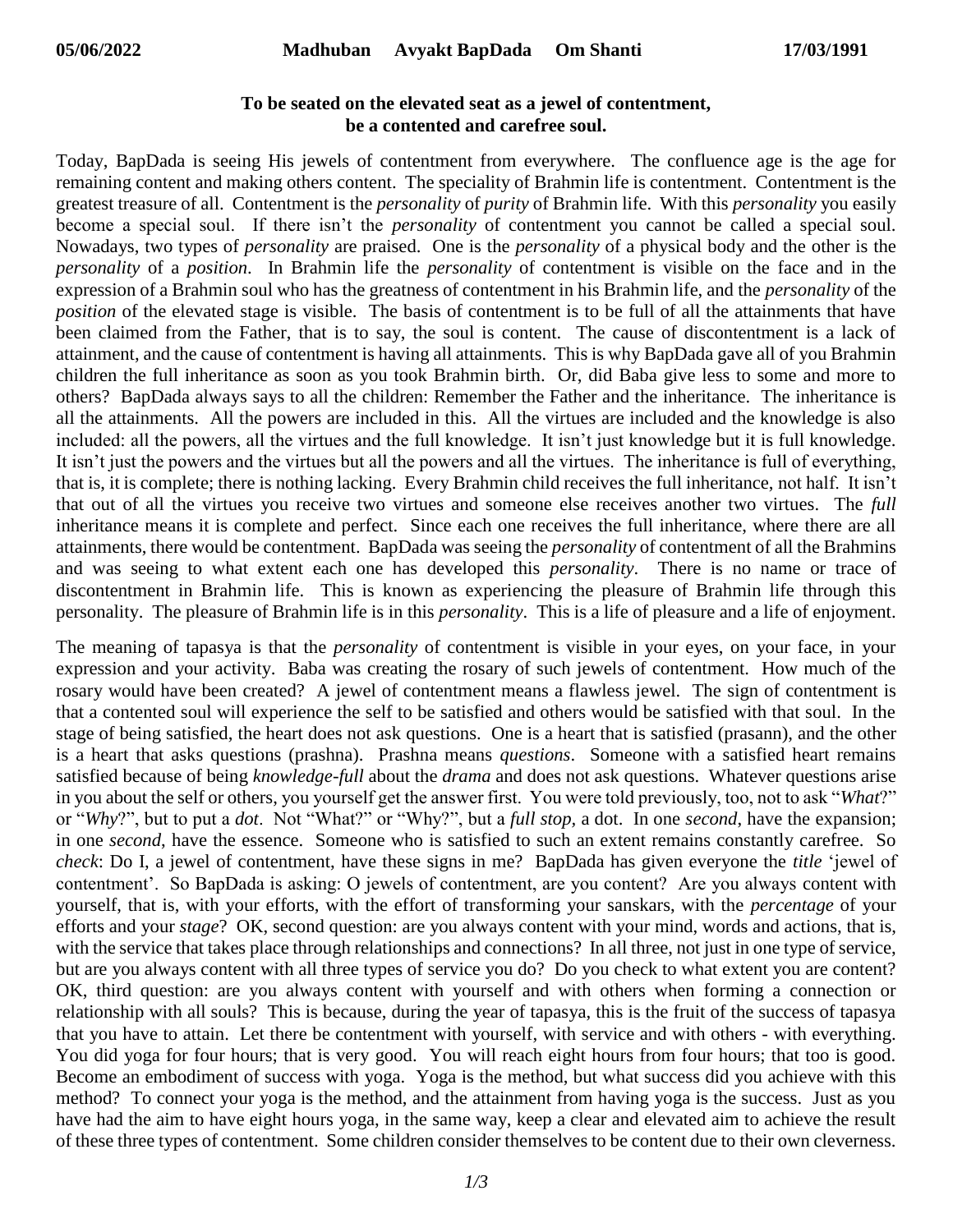05/06/2022 Madhuban Avyakt BapDada Om Shanti 17/03/1991

## To be seated on the elevated seat as a jewel of contentment, be a contented and carefree soul.

Today, BapDada is seeing His jewels of contentment from everywhere. The confluence age is the age for remaining content and making others content. The speciality of Brahmin life is contentment. Contentment is the greatest treasure of all. Contentment is the *personality* of *purity* of Brahmin life. With this *personality* you easily become a special soul. If there isn't the *personality* of contentment you cannot be called a special soul. Nowadays, two types of *personality* are praised. One is the *personality* of a physical body and the other is the *personality* of a *position*. In Brahmin life the *personality* of contentment is visible on the face and in the expression of a Brahmin soul who has the greatness of contentment in his Brahmin life, and the *personality* of the *position* of the elevated stage is visible. The basis of contentment is to be full of all the attainments that have been claimed from the Father, that is to say, the soul is content. The cause of discontentment is a lack of attainment, and the cause of contentment is having all attainments. This is why BapDada gave all of you Brahmin children the full inheritance as soon as you took Brahmin birth. Or, did Baba give less to some and more to others? BapDada always says to all the children: Remember the Father and the inheritance. The inheritance is all the attainments. All the powers are included in this. All the virtues are included and the knowledge is also included: all the powers, all the virtues and the full knowledge. It isn't just knowledge but it is full knowledge. It isn't just the powers and the virtues but all the powers and all the virtues. The inheritance is full of everything, that is, it is complete; there is nothing lacking. Every Brahmin child receives the full inheritance, not half. It isn't that out of all the virtues you receive two virtues and someone else receives another two virtues. The *full* inheritance means it is complete and perfect. Since each one receives the full inheritance, where there are all attainments, there would be contentment. BapDada was seeing the *personality* of contentment of all the Brahmins and was seeing to what extent each one has developed this *personality*. There is no name or trace of discontentment in Brahmin life. This is known as experiencing the pleasure of Brahmin life through this personality. The pleasure of Brahmin life is in this *personality*. This is a life of pleasure and a life of enjoyment.

The meaning of tapasya is that the *personality* of contentment is visible in your eyes, on your face, in your expression and your activity. Baba was creating the rosary of such jewels of contentment. How much of the rosary would have been created? A jewel of contentment means a flawless jewel. The sign of contentment is that a contented soul will experience the self to be satisfied and others would be satisfied with that soul. In the stage of being satisfied, the heart does not ask questions. One is a heart that is satisfied (prasann), and the other is a heart that asks questions (prashna). Prashna means *questions*. Someone with a satisfied heart remains satisfied because of being *knowledge-full* about the *drama* and does not ask questions. Whatever questions arise in you about the self or others, you yourself get the answer first. You were told previously, too, not to ask "*What*?" or "*Why*?", but to put a *dot*. Not "What?" or "Why?", but a *full stop*, a dot. In one *second*, have the expansion; in one *second*, have the essence. Someone who is satisfied to such an extent remains constantly carefree. So *check*: Do I, a jewel of contentment, have these signs in me? BapDada has given everyone the *title* 'jewel of contentment'. So BapDada is asking: O jewels of contentment, are you content? Are you always content with yourself, that is, with your efforts, with the effort of transforming your sanskars, with the *percentage* of your efforts and your *stage*? OK, second question: are you always content with your mind, words and actions, that is, with the service that takes place through relationships and connections? In all three, not just in one type of service, but are you always content with all three types of service you do? Do you check to what extent you are content? OK, third question: are you always content with yourself and with others when forming a connection or relationship with all souls? This is because, during the year of tapasya, this is the fruit of the success of tapasya that you have to attain. Let there be contentment with yourself, with service and with others - with everything. You did yoga for four hours; that is very good. You will reach eight hours from four hours; that too is good. Become an embodiment of success with yoga. Yoga is the method, but what success did you achieve with this method? To connect your yoga is the method, and the attainment from having yoga is the success. Just as you have had the aim to have eight hours yoga, in the same way, keep a clear and elevated aim to achieve the result of these three types of contentment. Some children consider themselves to be content due to their own cleverness.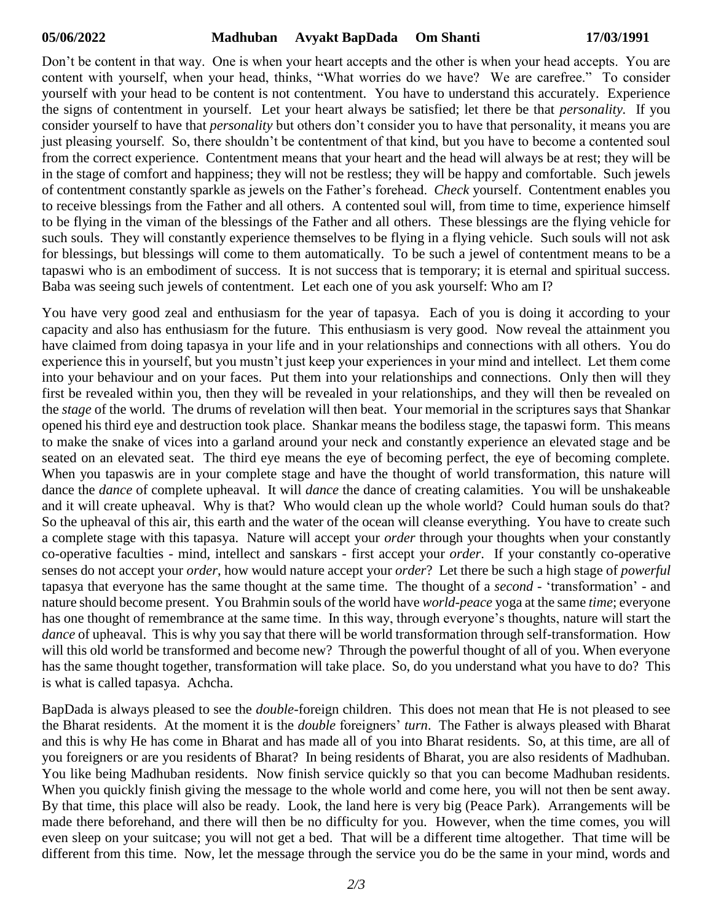Don't be content in that way. One is when your heart accepts and the other is when your head accepts. You are content with yourself, when your head, thinks, "What worries do we have? We are carefree." To consider yourself with your head to be content is not contentment. You have to understand this accurately. Experience the signs of contentment in yourself. Let your heart always be satisfied; let there be that *personality*. If you consider yourself to have that *personality* but others don't consider you to have that personality, it means you are just pleasing yourself. So, there shouldn't be contentment of that kind, but you have to become a contented soul from the correct experience. Contentment means that your heart and the head will always be at rest; they will be in the stage of comfort and happiness; they will not be restless; they will be happy and comfortable. Such jewels of contentment constantly sparkle as jewels on the Father's forehead. *Check* yourself. Contentment enables you to receive blessings from the Father and all others. A contented soul will, from time to time, experience himself to be flying in the viman of the blessings of the Father and all others. These blessings are the flying vehicle for such souls. They will constantly experience themselves to be flying in a flying vehicle. Such souls will not ask for blessings, but blessings will come to them automatically. To be such a jewel of contentment means to be a tapaswi who is an embodiment of success. It is not success that is temporary; it is eternal and spiritual success. Baba was seeing such jewels of contentment. Let each one of you ask yourself: Who am I?

You have very good zeal and enthusiasm for the year of tapasya. Each of you is doing it according to your capacity and also has enthusiasm for the future. This enthusiasm is very good. Now reveal the attainment you have claimed from doing tapasya in your life and in your relationships and connections with all others. You do experience this in yourself, but you mustn't just keep your experiences in your mind and intellect. Let them come into your behaviour and on your faces. Put them into your relationships and connections. Only then will they first be revealed within you, then they will be revealed in your relationships, and they will then be revealed on the *stage* of the world. The drums of revelation will then beat. Your memorial in the scriptures says that Shankar opened his third eye and destruction took place. Shankar means the bodiless stage, the tapaswi form. This means to make the snake of vices into a garland around your neck and constantly experience an elevated stage and be seated on an elevated seat. The third eye means the eye of becoming perfect, the eye of becoming complete. When you tapaswis are in your complete stage and have the thought of world transformation, this nature will dance the *dance* of complete upheaval. It will *dance* the dance of creating calamities. You will be unshakeable and it will create upheaval. Why is that? Who would clean up the whole world? Could human souls do that? So the upheaval of this air, this earth and the water of the ocean will cleanse everything. You have to create such a complete stage with this tapasya. Nature will accept your *order* through your thoughts when your constantly co-operative faculties - mind, intellect and sanskars - first accept your *order*. If your constantly co-operative senses do not accept your *order*, how would nature accept your *order*? Let there be such a high stage of *powerful* tapasya that everyone has the same thought at the same time. The thought of a *second* - 'transformation' - and nature should become present. You Brahmin souls of the world have *world-peace* yoga at the same *time*; everyone has one thought of remembrance at the same time. In this way, through everyone's thoughts, nature will start the *dance* of upheaval. This is why you say that there will be world transformation through self-transformation. How will this old world be transformed and become new? Through the powerful thought of all of you. When everyone has the same thought together, transformation will take place. So, do you understand what you have to do? This is what is called tapasya. Achcha.

BapDada is always pleased to see the *double*-foreign children. This does not mean that He is not pleased to see the Bharat residents. At the moment it is the *double* foreigners' *turn*. The Father is always pleased with Bharat and this is why He has come in Bharat and has made all of you into Bharat residents. So, at this time, are all of you foreigners or are you residents of Bharat? In being residents of Bharat, you are also residents of Madhuban. You like being Madhuban residents. Now finish service quickly so that you can become Madhuban residents. When you quickly finish giving the message to the whole world and come here, you will not then be sent away. By that time, this place will also be ready. Look, the land here is very big (Peace Park). Arrangements will be made there beforehand, and there will then be no difficulty for you. However, when the time comes, you will even sleep on your suitcase; you will not get a bed. That will be a different time altogether. That time will be different from this time. Now, let the message through the service you do be the same in your mind, words and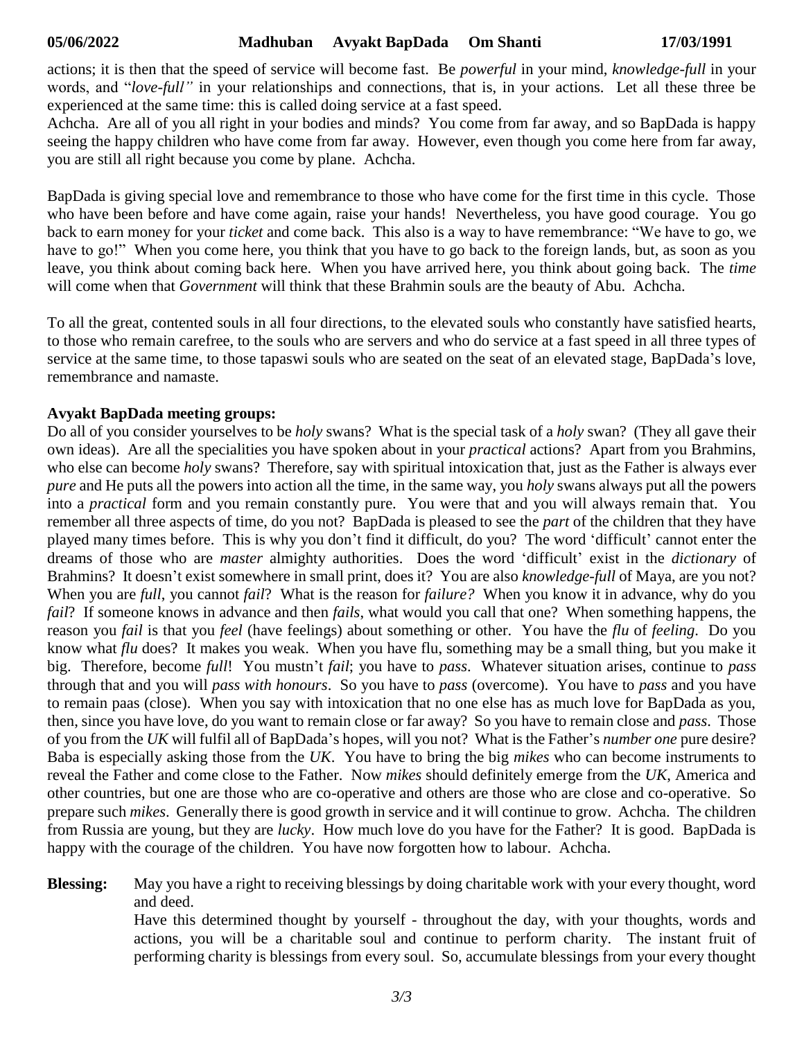actions; it is then that the speed of service will become fast. Be *powerful* in your mind, *knowledge-full* in your words, and "*love-full"* in your relationships and connections, that is, in your actions. Let all these three be experienced at the same time: this is called doing service at a fast speed.

Achcha. Are all of you all right in your bodies and minds? You come from far away, and so BapDada is happy seeing the happy children who have come from far away. However, even though you come here from far away, you are still all right because you come by plane. Achcha.

BapDada is giving special love and remembrance to those who have come for the first time in this cycle. Those who have been before and have come again, raise your hands! Nevertheless, you have good courage. You go back to earn money for your *ticket* and come back. This also is a way to have remembrance: "We have to go, we have to go!" When you come here, you think that you have to go back to the foreign lands, but, as soon as you leave, you think about coming back here. When you have arrived here, you think about going back. The *time* will come when that *Government* will think that these Brahmin souls are the beauty of Abu. Achcha.

To all the great, contented souls in all four directions, to the elevated souls who constantly have satisfied hearts, to those who remain carefree, to the souls who are servers and who do service at a fast speed in all three types of service at the same time, to those tapaswi souls who are seated on the seat of an elevated stage, BapDada's love, remembrance and namaste.

**Avyakt BapDada meeting groups:**

Do all of you consider yourselves to be *holy* swans? What is the special task of a *holy* swan? (They all gave their own ideas). Are all the specialities you have spoken about in your *practical* actions? Apart from you Brahmins, who else can become *holy* swans? Therefore, say with spiritual intoxication that, just as the Father is always ever *pure* and He puts all the powers into action all the time, in the same way, you *holy* swans always put all the powers into a *practical* form and you remain constantly pure. You were that and you will always remain that. You remember all three aspects of time, do you not? BapDada is pleased to see the *part* of the children that they have played many times before. This is why you don't find it difficult, do you? The word 'difficult' cannot enter the dreams of those who are *master* almighty authorities. Does the word 'difficult' exist in the *dictionary* of Brahmins? It doesn't exist somewhere in small print, does it? You are also *knowledge-full* of Maya, are you not? When you are *full*, you cannot *fail*? What is the reason for *failure?* When you know it in advance, why do you *fail*? If someone knows in advance and then *fails*, what would you call that one? When something happens, the reason you *fail* is that you *feel* (have feelings) about something or other. You have the *flu* of *feeling*. Do you know what *flu* does? It makes you weak. When you have flu, something may be a small thing, but you make it big. Therefore, become *full*! You mustn't *fail*; you have to *pass*. Whatever situation arises, continue to *pass* through that and you will *pass with honours*. So you have to *pass* (overcome). You have to *pass* and you have to remain paas (close). When you say with intoxication that no one else has as much love for BapDada as you, then, since you have love, do you want to remain close or far away? So you have to remain close and *pass*. Those of you from the *UK* will fulfil all of BapDada's hopes, will you not? What is the Father's *number one* pure desire? Baba is especially asking those from the *UK*. You have to bring the big *mikes* who can become instruments to reveal the Father and come close to the Father. Now *mikes* should definitely emerge from the *UK*, America and other countries, but one are those who are co-operative and others are those who are close and co-operative. So prepare such *mikes*. Generally there is good growth in service and it will continue to grow. Achcha. The children from Russia are young, but they are *lucky*. How much love do you have for the Father? It is good. BapDada is happy with the courage of the children. You have now forgotten how to labour. Achcha.

**Blessing:** May you have a right to receiving blessings by doing charitable work with your every thought, word and deed.

Have this determined thought by yourself - throughout the day, with your thoughts, words and actions, you will be a charitable soul and continue to perform charity. The instant fruit of performing charity is blessings from every soul. So, accumulate blessings from your every thought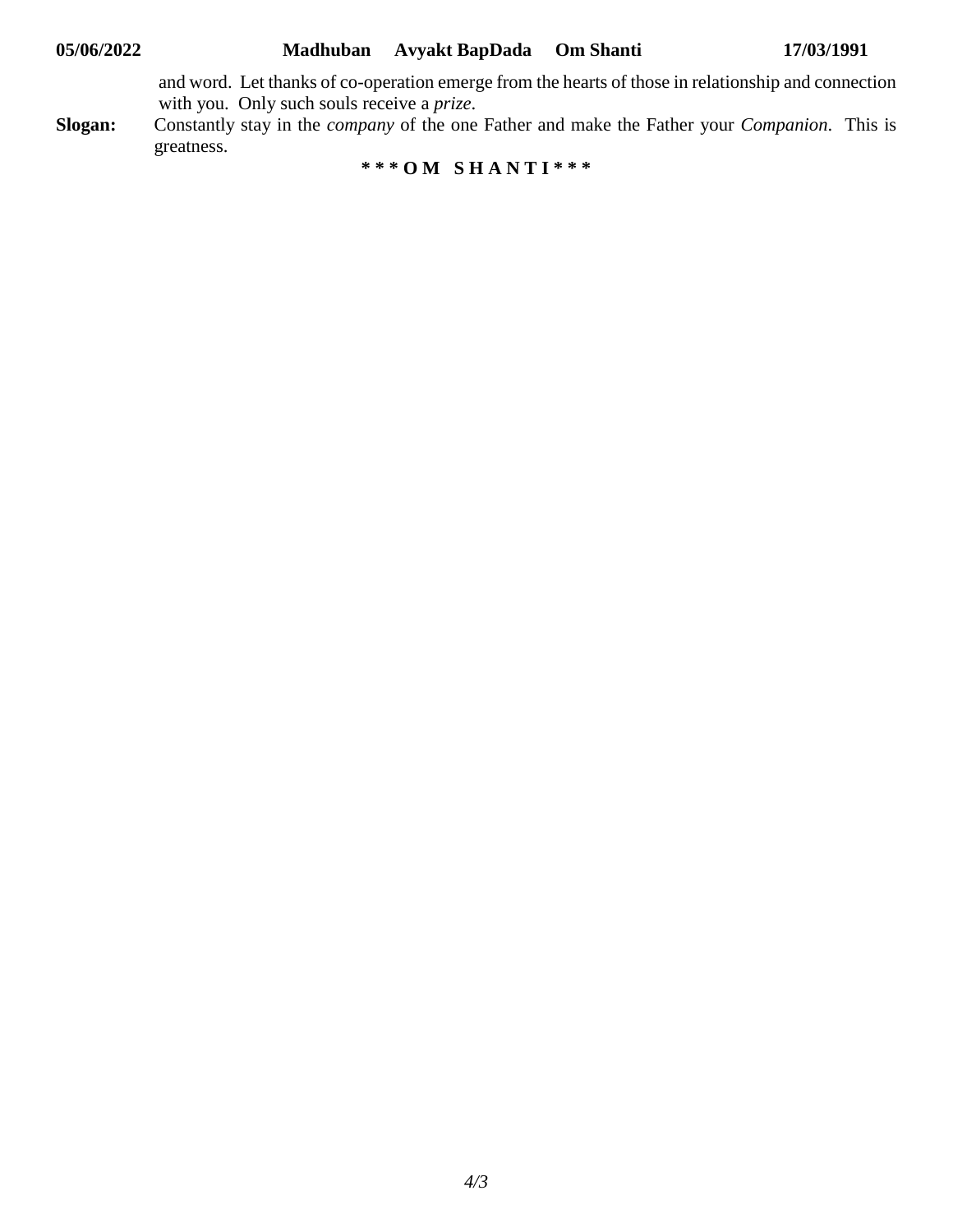and word. Let thanks of co-operation emerge from the hearts of those in relationship and connection with you. Only such souls receive a *prize*.

**Slogan:** Constantly stay in the *company* of the one Father and make the Father your *Companion*. This is greatness.

**\* \* \* O M S H A N T I \* \* \***